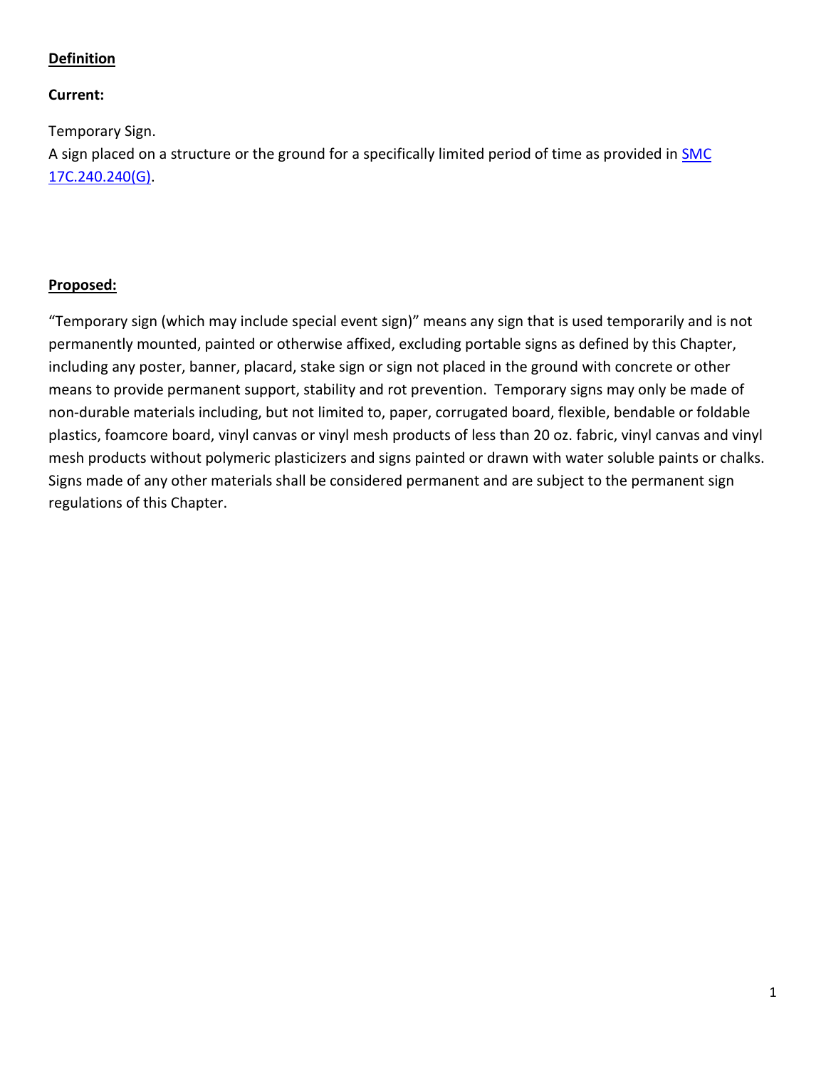**Definition**

**Current:**

Temporary Sign.
A sign placed on a structure or the ground for a specifically limited period of time as provided in SMC 17C.240.240(G).

**Proposed:**

"Temporary sign (which may include special event sign)" means any sign that is used temporarily and is not permanently mounted, painted or otherwise affixed, excluding portable signs as defined by this Chapter, including any poster, banner, placard, stake sign or sign not placed in the ground with concrete or other means to provide permanent support, stability and rot prevention. Temporary signs may only be made of non-durable materials including, but not limited to, paper, corrugated board, flexible, bendable or foldable plastics, foamcore board, vinyl canvas or vinyl mesh products of less than 20 oz. fabric, vinyl canvas and vinyl mesh products without polymeric plasticizers and signs painted or drawn with water soluble paints or chalks. Signs made of any other materials shall be considered permanent and are subject to the permanent sign regulations of this Chapter.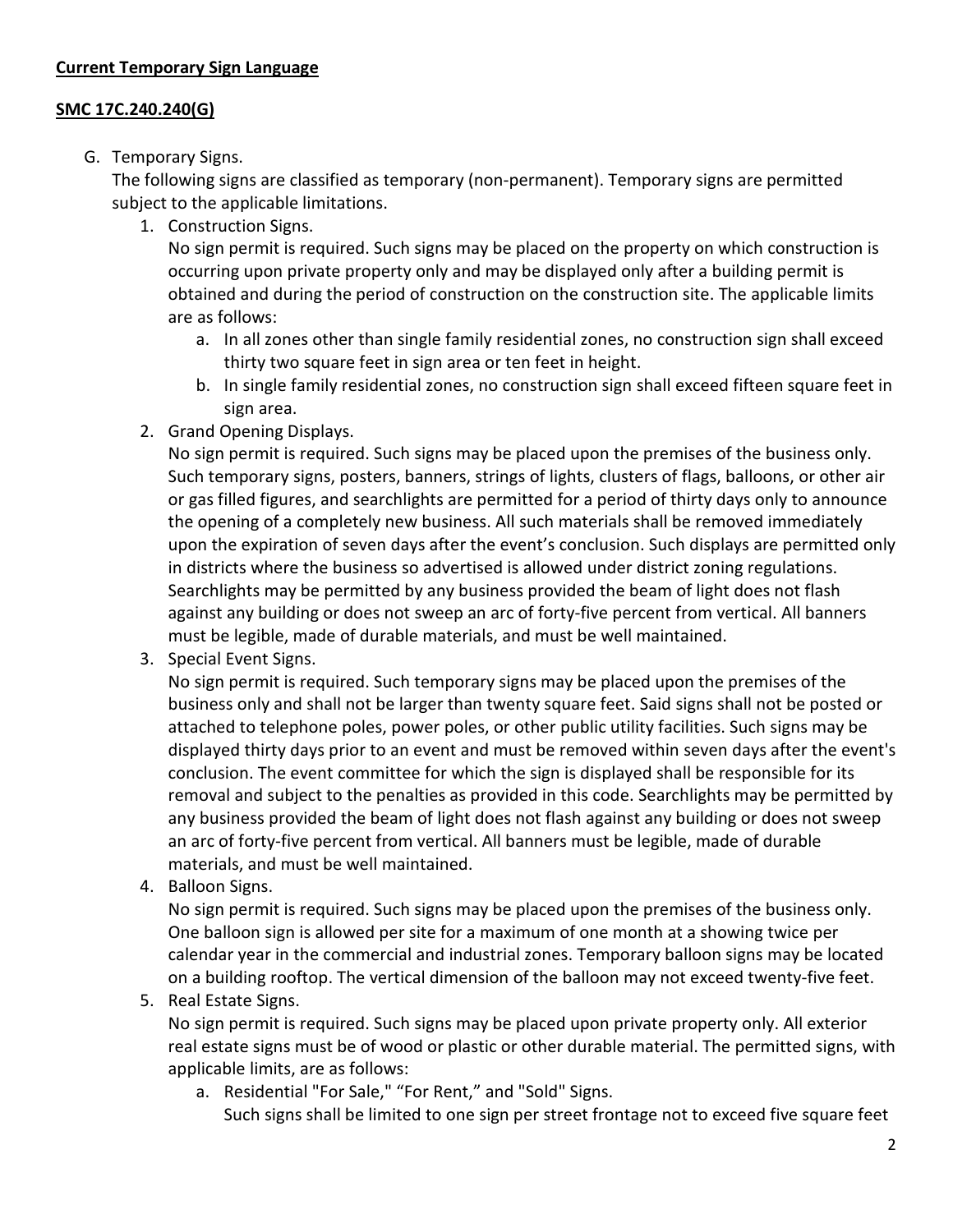**Current Temporary Sign Language**

**SMC 17C.240.240(G)**

G. Temporary Signs.
   The following signs are classified as temporary (non-permanent). Temporary signs are permitted subject to the applicable limitations.
   1. Construction Signs.
      No sign permit is required. Such signs may be placed on the property on which construction is occurring upon private property only and may be displayed only after a building permit is obtained and during the period of construction on the construction site. The applicable limits are as follows:
      a. In all zones other than single family residential zones, no construction sign shall exceed thirty two square feet in sign area or ten feet in height.
      b. In single family residential zones, no construction sign shall exceed fifteen square feet in sign area.
   2. Grand Opening Displays.
      No sign permit is required. Such signs may be placed upon the premises of the business only. Such temporary signs, posters, banners, strings of lights, clusters of flags, balloons, or other air or gas filled figures, and searchlights are permitted for a period of thirty days only to announce the opening of a completely new business. All such materials shall be removed immediately upon the expiration of seven days after the event's conclusion. Such displays are permitted only in districts where the business so advertised is allowed under district zoning regulations. Searchlights may be permitted by any business provided the beam of light does not flash against any building or does not sweep an arc of forty-five percent from vertical. All banners must be legible, made of durable materials, and must be well maintained.
   3. Special Event Signs.
      No sign permit is required. Such temporary signs may be placed upon the premises of the business only and shall not be larger than twenty square feet. Said signs shall not be posted or attached to telephone poles, power poles, or other public utility facilities. Such signs may be displayed thirty days prior to an event and must be removed within seven days after the event's conclusion. The event committee for which the sign is displayed shall be responsible for its removal and subject to the penalties as provided in this code. Searchlights may be permitted by any business provided the beam of light does not flash against any building or does not sweep an arc of forty-five percent from vertical. All banners must be legible, made of durable materials, and must be well maintained.
   4. Balloon Signs.
      No sign permit is required. Such signs may be placed upon the premises of the business only. One balloon sign is allowed per site for a maximum of one month at a showing twice per calendar year in the commercial and industrial zones. Temporary balloon signs may be located on a building rooftop. The vertical dimension of the balloon may not exceed twenty-five feet.
   5. Real Estate Signs.
      No sign permit is required. Such signs may be placed upon private property only. All exterior real estate signs must be of wood or plastic or other durable material. The permitted signs, with applicable limits, are as follows:
      a. Residential "For Sale," "For Rent," and "Sold" Signs.
         Such signs shall be limited to one sign per street frontage not to exceed five square feet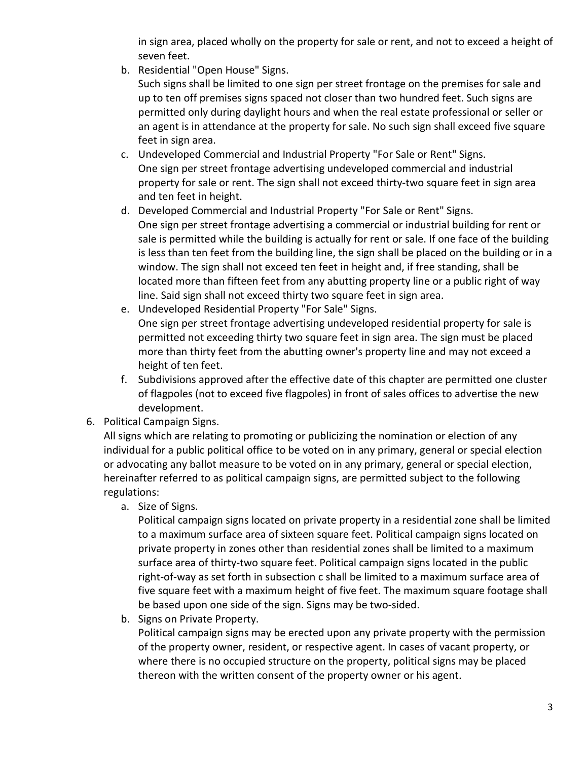in sign area, placed wholly on the property for sale or rent, and not to exceed a height of seven feet.

b. Residential "Open House" Signs.
   Such signs shall be limited to one sign per street frontage on the premises for sale and up to ten off premises signs spaced not closer than two hundred feet. Such signs are permitted only during daylight hours and when the real estate professional or seller or an agent is in attendance at the property for sale. No such sign shall exceed five square feet in sign area.
c. Undeveloped Commercial and Industrial Property "For Sale or Rent" Signs.
   One sign per street frontage advertising undeveloped commercial and industrial property for sale or rent. The sign shall not exceed thirty-two square feet in sign area and ten feet in height.
d. Developed Commercial and Industrial Property "For Sale or Rent" Signs.
   One sign per street frontage advertising a commercial or industrial building for rent or sale is permitted while the building is actually for rent or sale. If one face of the building is less than ten feet from the building line, the sign shall be placed on the building or in a window. The sign shall not exceed ten feet in height and, if free standing, shall be located more than fifteen feet from any abutting property line or a public right of way line. Said sign shall not exceed thirty two square feet in sign area.
e. Undeveloped Residential Property "For Sale" Signs.
   One sign per street frontage advertising undeveloped residential property for sale is permitted not exceeding thirty two square feet in sign area. The sign must be placed more than thirty feet from the abutting owner's property line and may not exceed a height of ten feet.
f. Subdivisions approved after the effective date of this chapter are permitted one cluster of flagpoles (not to exceed five flagpoles) in front of sales offices to advertise the new development.

6. Political Campaign Signs.
   All signs which are relating to promoting or publicizing the nomination or election of any individual for a public political office to be voted on in any primary, general or special election or advocating any ballot measure to be voted on in any primary, general or special election, hereinafter referred to as political campaign signs, are permitted subject to the following regulations:
   a. Size of Signs.
      Political campaign signs located on private property in a residential zone shall be limited to a maximum surface area of sixteen square feet. Political campaign signs located on private property in zones other than residential zones shall be limited to a maximum surface area of thirty-two square feet. Political campaign signs located in the public right-of-way as set forth in subsection c shall be limited to a maximum surface area of five square feet with a maximum height of five feet. The maximum square footage shall be based upon one side of the sign. Signs may be two-sided.
   b. Signs on Private Property.
      Political campaign signs may be erected upon any private property with the permission of the property owner, resident, or respective agent. In cases of vacant property, or where there is no occupied structure on the property, political signs may be placed thereon with the written consent of the property owner or his agent.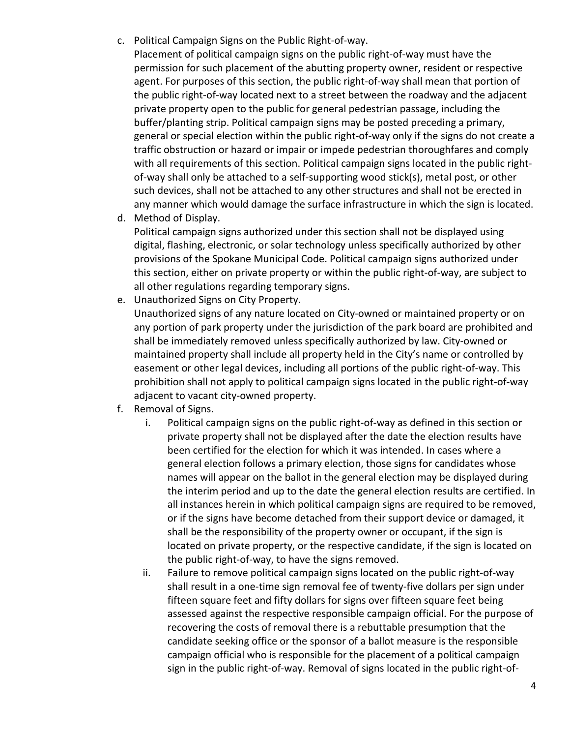c. Political Campaign Signs on the Public Right-of-way.

   Placement of political campaign signs on the public right-of-way must have the permission for such placement of the abutting property owner, resident or respective agent. For purposes of this section, the public right-of-way shall mean that portion of the public right-of-way located next to a street between the roadway and the adjacent private property open to the public for general pedestrian passage, including the buffer/planting strip. Political campaign signs may be posted preceding a primary, general or special election within the public right-of-way only if the signs do not create a traffic obstruction or hazard or impair or impede pedestrian thoroughfares and comply with all requirements of this section. Political campaign signs located in the public right-of-way shall only be attached to a self-supporting wood stick(s), metal post, or other such devices, shall not be attached to any other structures and shall not be erected in any manner which would damage the surface infrastructure in which the sign is located.

d. Method of Display.

   Political campaign signs authorized under this section shall not be displayed using digital, flashing, electronic, or solar technology unless specifically authorized by other provisions of the Spokane Municipal Code. Political campaign signs authorized under this section, either on private property or within the public right-of-way, are subject to all other regulations regarding temporary signs.

e. Unauthorized Signs on City Property.

   Unauthorized signs of any nature located on City-owned or maintained property or on any portion of park property under the jurisdiction of the park board are prohibited and shall be immediately removed unless specifically authorized by law. City-owned or maintained property shall include all property held in the City's name or controlled by easement or other legal devices, including all portions of the public right-of-way. This prohibition shall not apply to political campaign signs located in the public right-of-way adjacent to vacant city-owned property.

f. Removal of Signs.

   i. Political campaign signs on the public right-of-way as defined in this section or private property shall not be displayed after the date the election results have been certified for the election for which it was intended. In cases where a general election follows a primary election, those signs for candidates whose names will appear on the ballot in the general election may be displayed during the interim period and up to the date the general election results are certified. In all instances herein in which political campaign signs are required to be removed, or if the signs have become detached from their support device or damaged, it shall be the responsibility of the property owner or occupant, if the sign is located on private property, or the respective candidate, if the sign is located on the public right-of-way, to have the signs removed.

   ii. Failure to remove political campaign signs located on the public right-of-way shall result in a one-time sign removal fee of twenty-five dollars per sign under fifteen square feet and fifty dollars for signs over fifteen square feet being assessed against the respective responsible campaign official. For the purpose of recovering the costs of removal there is a rebuttable presumption that the candidate seeking office or the sponsor of a ballot measure is the responsible campaign official who is responsible for the placement of a political campaign sign in the public right-of-way. Removal of signs located in the public right-of-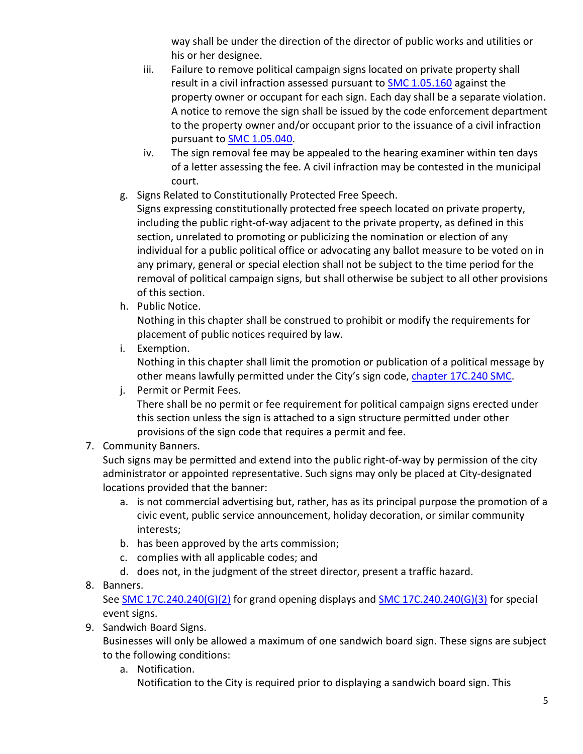way shall be under the direction of the director of public works and utilities or his or her designee.

iii. Failure to remove political campaign signs located on private property shall result in a civil infraction assessed pursuant to SMC 1.05.160 against the property owner or occupant for each sign. Each day shall be a separate violation. A notice to remove the sign shall be issued by the code enforcement department to the property owner and/or occupant prior to the issuance of a civil infraction pursuant to SMC 1.05.040.

iv. The sign removal fee may be appealed to the hearing examiner within ten days of a letter assessing the fee. A civil infraction may be contested in the municipal court.

g. Signs Related to Constitutionally Protected Free Speech.
Signs expressing constitutionally protected free speech located on private property, including the public right-of-way adjacent to the private property, as defined in this section, unrelated to promoting or publicizing the nomination or election of any individual for a public political office or advocating any ballot measure to be voted on in any primary, general or special election shall not be subject to the time period for the removal of political campaign signs, but shall otherwise be subject to all other provisions of this section.

h. Public Notice.
Nothing in this chapter shall be construed to prohibit or modify the requirements for placement of public notices required by law.

i. Exemption.
Nothing in this chapter shall limit the promotion or publication of a political message by other means lawfully permitted under the City's sign code, chapter 17C.240 SMC.

j. Permit or Permit Fees.
There shall be no permit or fee requirement for political campaign signs erected under this section unless the sign is attached to a sign structure permitted under other provisions of the sign code that requires a permit and fee.

7. Community Banners.
Such signs may be permitted and extend into the public right-of-way by permission of the city administrator or appointed representative. Such signs may only be placed at City-designated locations provided that the banner:
   a. is not commercial advertising but, rather, has as its principal purpose the promotion of a civic event, public service announcement, holiday decoration, or similar community interests;
   b. has been approved by the arts commission;
   c. complies with all applicable codes; and
   d. does not, in the judgment of the street director, present a traffic hazard.

8. Banners.
See SMC 17C.240.240(G)(2) for grand opening displays and SMC 17C.240.240(G)(3) for special event signs.

9. Sandwich Board Signs.
Businesses will only be allowed a maximum of one sandwich board sign. These signs are subject to the following conditions:
   a. Notification.
   Notification to the City is required prior to displaying a sandwich board sign. This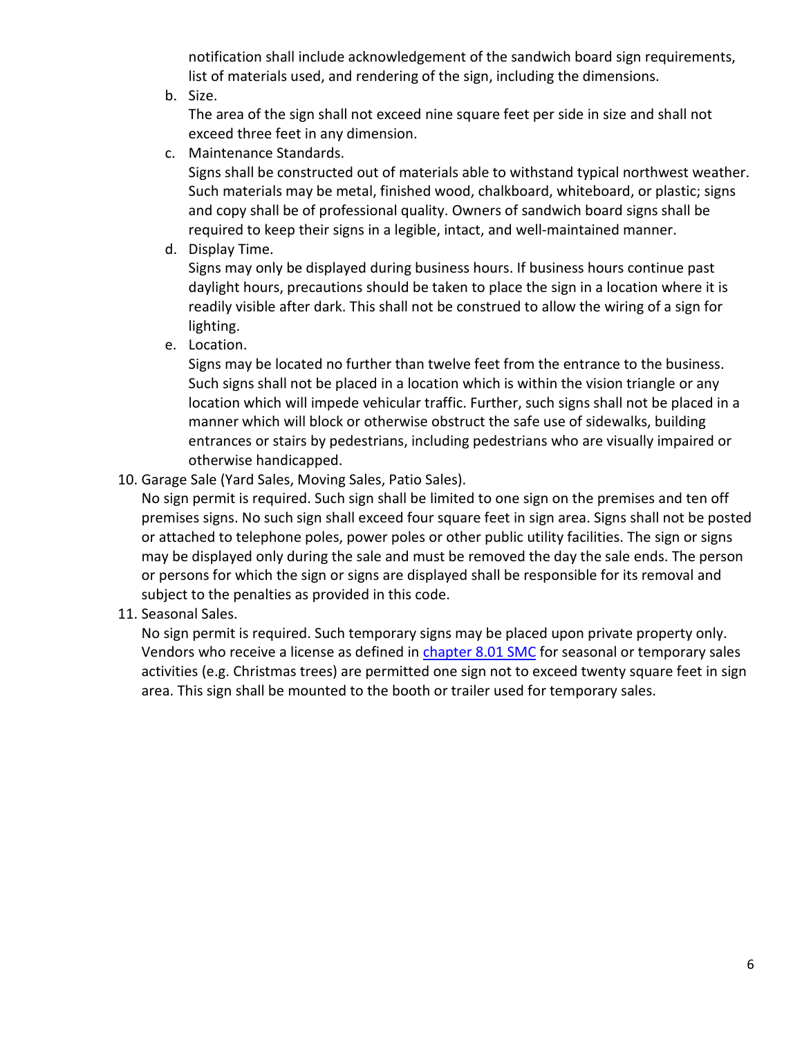notification shall include acknowledgement of the sandwich board sign requirements, list of materials used, and rendering of the sign, including the dimensions.

b. Size.

   The area of the sign shall not exceed nine square feet per side in size and shall not exceed three feet in any dimension.

c. Maintenance Standards.

   Signs shall be constructed out of materials able to withstand typical northwest weather. Such materials may be metal, finished wood, chalkboard, whiteboard, or plastic; signs and copy shall be of professional quality. Owners of sandwich board signs shall be required to keep their signs in a legible, intact, and well-maintained manner.

d. Display Time.

   Signs may only be displayed during business hours. If business hours continue past daylight hours, precautions should be taken to place the sign in a location where it is readily visible after dark. This shall not be construed to allow the wiring of a sign for lighting.

e. Location.

   Signs may be located no further than twelve feet from the entrance to the business. Such signs shall not be placed in a location which is within the vision triangle or any location which will impede vehicular traffic. Further, such signs shall not be placed in a manner which will block or otherwise obstruct the safe use of sidewalks, building entrances or stairs by pedestrians, including pedestrians who are visually impaired or otherwise handicapped.

10. Garage Sale (Yard Sales, Moving Sales, Patio Sales).

    No sign permit is required. Such sign shall be limited to one sign on the premises and ten off premises signs. No such sign shall exceed four square feet in sign area. Signs shall not be posted or attached to telephone poles, power poles or other public utility facilities. The sign or signs may be displayed only during the sale and must be removed the day the sale ends. The person or persons for which the sign or signs are displayed shall be responsible for its removal and subject to the penalties as provided in this code.

11. Seasonal Sales.

    No sign permit is required. Such temporary signs may be placed upon private property only. Vendors who receive a license as defined in chapter 8.01 SMC for seasonal or temporary sales activities (e.g. Christmas trees) are permitted one sign not to exceed twenty square feet in sign area. This sign shall be mounted to the booth or trailer used for temporary sales.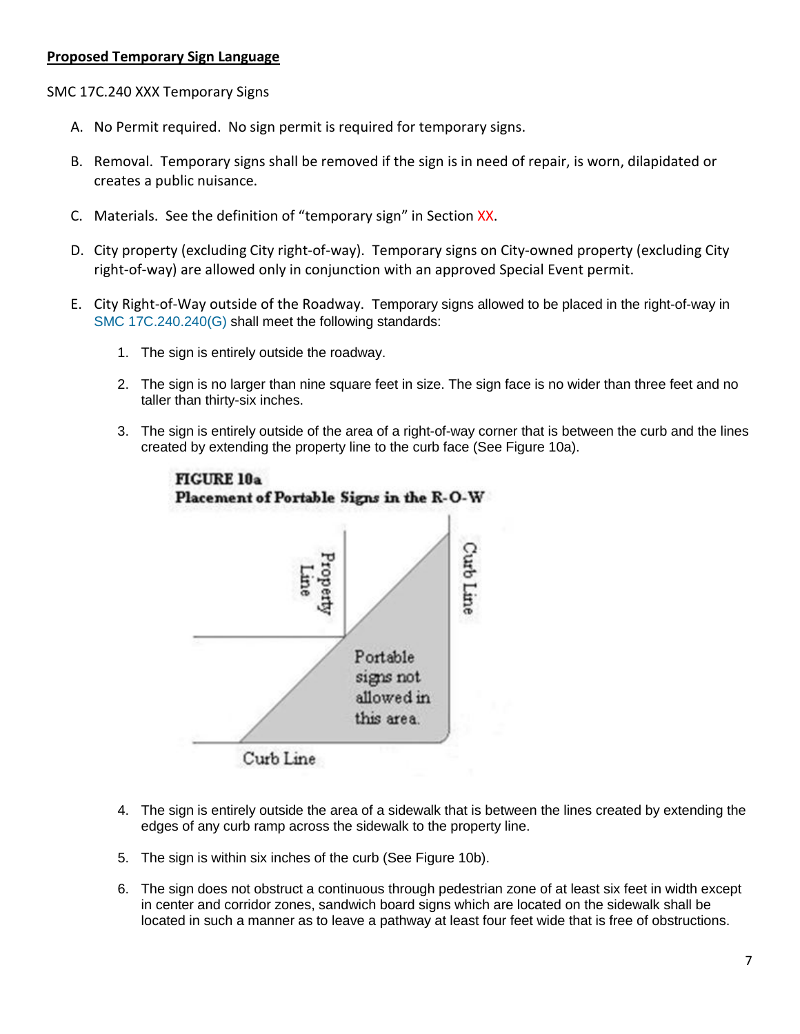**Proposed Temporary Sign Language**

SMC 17C.240 XXX Temporary Signs

A. No Permit required. No sign permit is required for temporary signs.

B. Removal. Temporary signs shall be removed if the sign is in need of repair, is worn, dilapidated or creates a public nuisance.

C. Materials. See the definition of "temporary sign" in Section XX.

D. City property (excluding City right-of-way). Temporary signs on City-owned property (excluding City right-of-way) are allowed only in conjunction with an approved Special Event permit.

E. City Right-of-Way outside of the Roadway. Temporary signs allowed to be placed in the right-of-way in SMC 17C.240.240(G) shall meet the following standards:

   1. The sign is entirely outside the roadway.

   2. The sign is no larger than nine square feet in size. The sign face is no wider than three feet and no taller than thirty-six inches.

   3. The sign is entirely outside of the area of a right-of-way corner that is between the curb and the lines created by extending the property line to the curb face (See Figure 10a).

   **FIGURE 10a**
   **Placement of Portable Signs in the R-O-W**

   Property Line
   Curb Line
   Portable signs not allowed in this area.
   Curb Line

   4. The sign is entirely outside the area of a sidewalk that is between the lines created by extending the edges of any curb ramp across the sidewalk to the property line.

   5. The sign is within six inches of the curb (See Figure 10b).

   6. The sign does not obstruct a continuous through pedestrian zone of at least six feet in width except in center and corridor zones, sandwich board signs which are located on the sidewalk shall be located in such a manner as to leave a pathway at least four feet wide that is free of obstructions.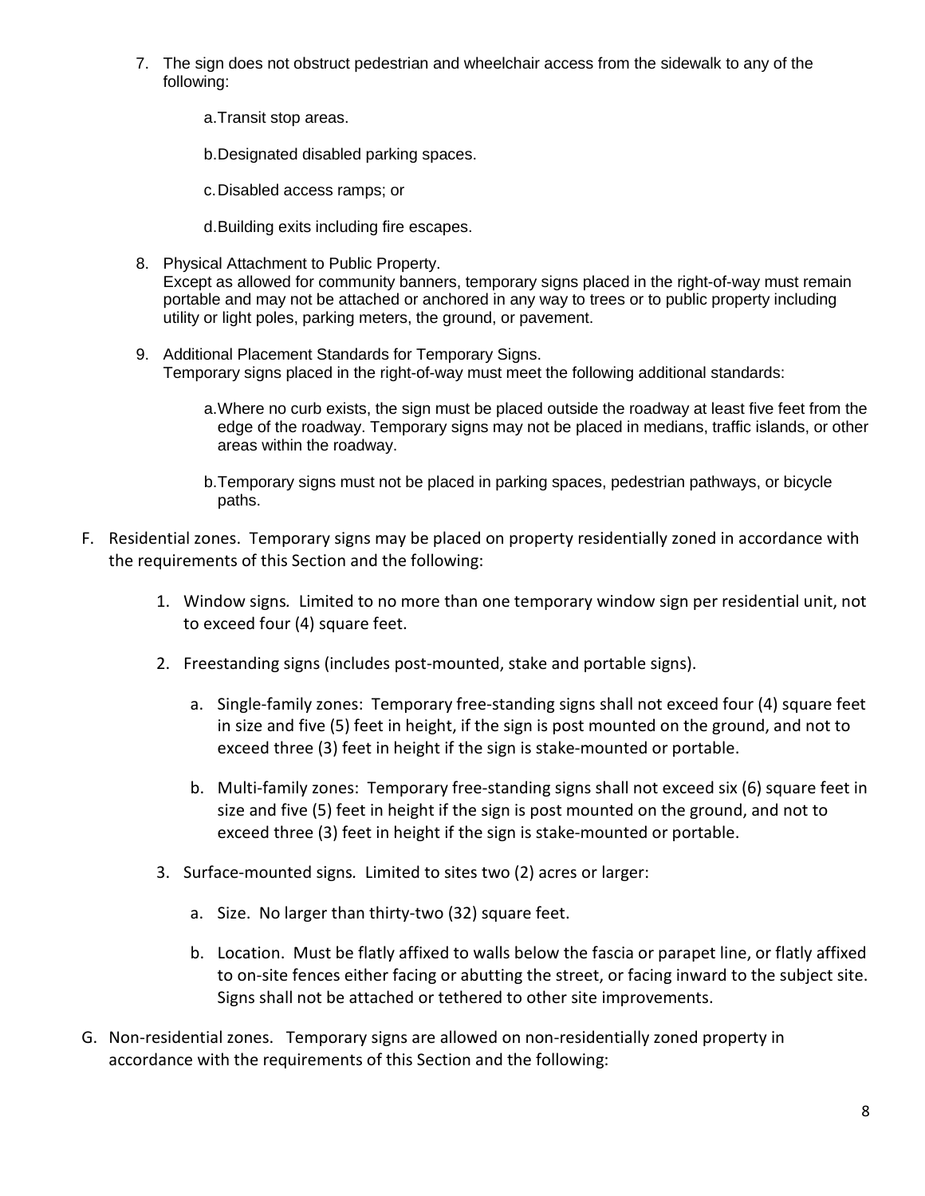7. The sign does not obstruct pedestrian and wheelchair access from the sidewalk to any of the following:

    a. Transit stop areas.

    b. Designated disabled parking spaces.

    c. Disabled access ramps; or

    d. Building exits including fire escapes.

8. Physical Attachment to Public Property.
   Except as allowed for community banners, temporary signs placed in the right-of-way must remain portable and may not be attached or anchored in any way to trees or to public property including utility or light poles, parking meters, the ground, or pavement.

9. Additional Placement Standards for Temporary Signs.
   Temporary signs placed in the right-of-way must meet the following additional standards:

    a. Where no curb exists, the sign must be placed outside the roadway at least five feet from the edge of the roadway. Temporary signs may not be placed in medians, traffic islands, or other areas within the roadway.

    b. Temporary signs must not be placed in parking spaces, pedestrian pathways, or bicycle paths.

F. Residential zones. Temporary signs may be placed on property residentially zoned in accordance with the requirements of this Section and the following:

1. Window signs. Limited to no more than one temporary window sign per residential unit, not to exceed four (4) square feet.

2. Freestanding signs (includes post-mounted, stake and portable signs).

    a. Single-family zones: Temporary free-standing signs shall not exceed four (4) square feet in size and five (5) feet in height, if the sign is post mounted on the ground, and not to exceed three (3) feet in height if the sign is stake-mounted or portable.

    b. Multi-family zones: Temporary free-standing signs shall not exceed six (6) square feet in size and five (5) feet in height if the sign is post mounted on the ground, and not to exceed three (3) feet in height if the sign is stake-mounted or portable.

3. Surface-mounted signs. Limited to sites two (2) acres or larger:

    a. Size. No larger than thirty-two (32) square feet.

    b. Location. Must be flatly affixed to walls below the fascia or parapet line, or flatly affixed to on-site fences either facing or abutting the street, or facing inward to the subject site. Signs shall not be attached or tethered to other site improvements.

G. Non-residential zones. Temporary signs are allowed on non-residentially zoned property in accordance with the requirements of this Section and the following: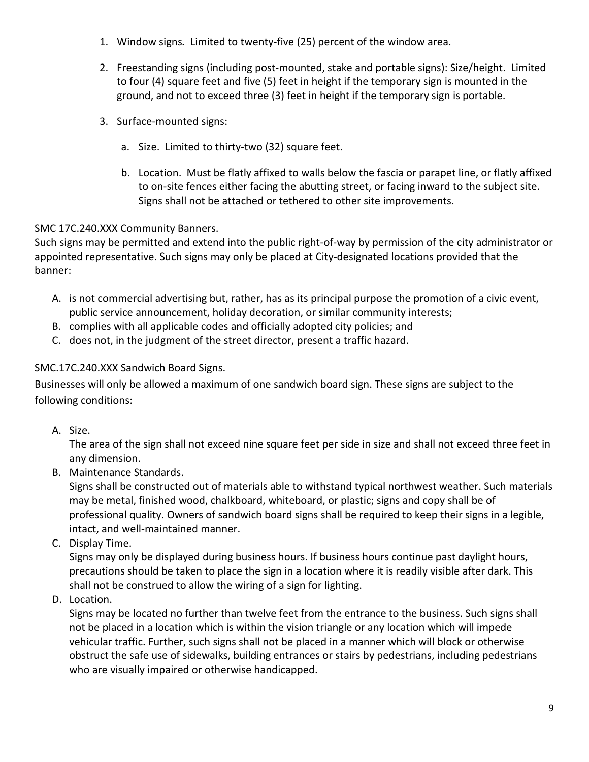1. Window signs*.* Limited to twenty-five (25) percent of the window area.

2. Freestanding signs (including post-mounted, stake and portable signs): Size/height. Limited to four (4) square feet and five (5) feet in height if the temporary sign is mounted in the ground, and not to exceed three (3) feet in height if the temporary sign is portable.

3. Surface-mounted signs:

   a. Size. Limited to thirty-two (32) square feet.

   b. Location. Must be flatly affixed to walls below the fascia or parapet line, or flatly affixed to on-site fences either facing the abutting street, or facing inward to the subject site. Signs shall not be attached or tethered to other site improvements.

SMC 17C.240.XXX Community Banners.

Such signs may be permitted and extend into the public right-of-way by permission of the city administrator or appointed representative. Such signs may only be placed at City-designated locations provided that the banner:

A. is not commercial advertising but, rather, has as its principal purpose the promotion of a civic event, public service announcement, holiday decoration, or similar community interests;
B. complies with all applicable codes and officially adopted city policies; and
C. does not, in the judgment of the street director, present a traffic hazard.

SMC.17C.240.XXX Sandwich Board Signs.

Businesses will only be allowed a maximum of one sandwich board sign. These signs are subject to the following conditions:

A. Size.
   The area of the sign shall not exceed nine square feet per side in size and shall not exceed three feet in any dimension.
B. Maintenance Standards.
   Signs shall be constructed out of materials able to withstand typical northwest weather. Such materials may be metal, finished wood, chalkboard, whiteboard, or plastic; signs and copy shall be of professional quality. Owners of sandwich board signs shall be required to keep their signs in a legible, intact, and well-maintained manner.
C. Display Time.
   Signs may only be displayed during business hours. If business hours continue past daylight hours, precautions should be taken to place the sign in a location where it is readily visible after dark. This shall not be construed to allow the wiring of a sign for lighting.
D. Location.
   Signs may be located no further than twelve feet from the entrance to the business. Such signs shall not be placed in a location which is within the vision triangle or any location which will impede vehicular traffic. Further, such signs shall not be placed in a manner which will block or otherwise obstruct the safe use of sidewalks, building entrances or stairs by pedestrians, including pedestrians who are visually impaired or otherwise handicapped.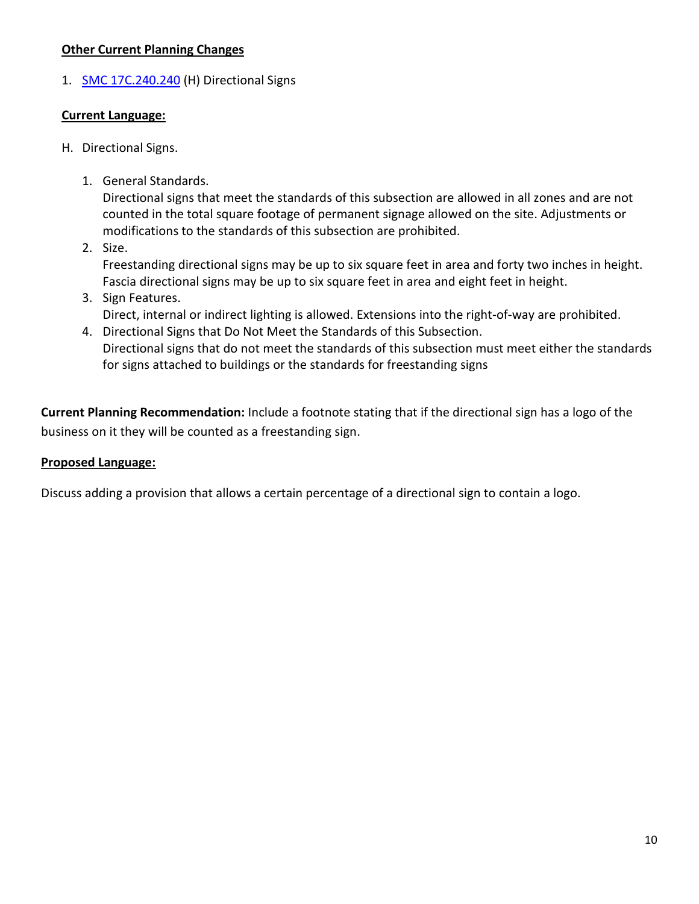**<u>Other Current Planning Changes</u>**

1. [SMC 17C.240.240](SMC 17C.240.240) (H) Directional Signs

**<u>Current Language:</u>**

H. Directional Signs.

1. General Standards.
   Directional signs that meet the standards of this subsection are allowed in all zones and are not counted in the total square footage of permanent signage allowed on the site. Adjustments or modifications to the standards of this subsection are prohibited.
2. Size.
   Freestanding directional signs may be up to six square feet in area and forty two inches in height. Fascia directional signs may be up to six square feet in area and eight feet in height.
3. Sign Features.
   Direct, internal or indirect lighting is allowed. Extensions into the right-of-way are prohibited.
4. Directional Signs that Do Not Meet the Standards of this Subsection.
   Directional signs that do not meet the standards of this subsection must meet either the standards for signs attached to buildings or the standards for freestanding signs

**Current Planning Recommendation:** Include a footnote stating that if the directional sign has a logo of the business on it they will be counted as a freestanding sign.

**<u>Proposed Language:</u>**

Discuss adding a provision that allows a certain percentage of a directional sign to contain a logo.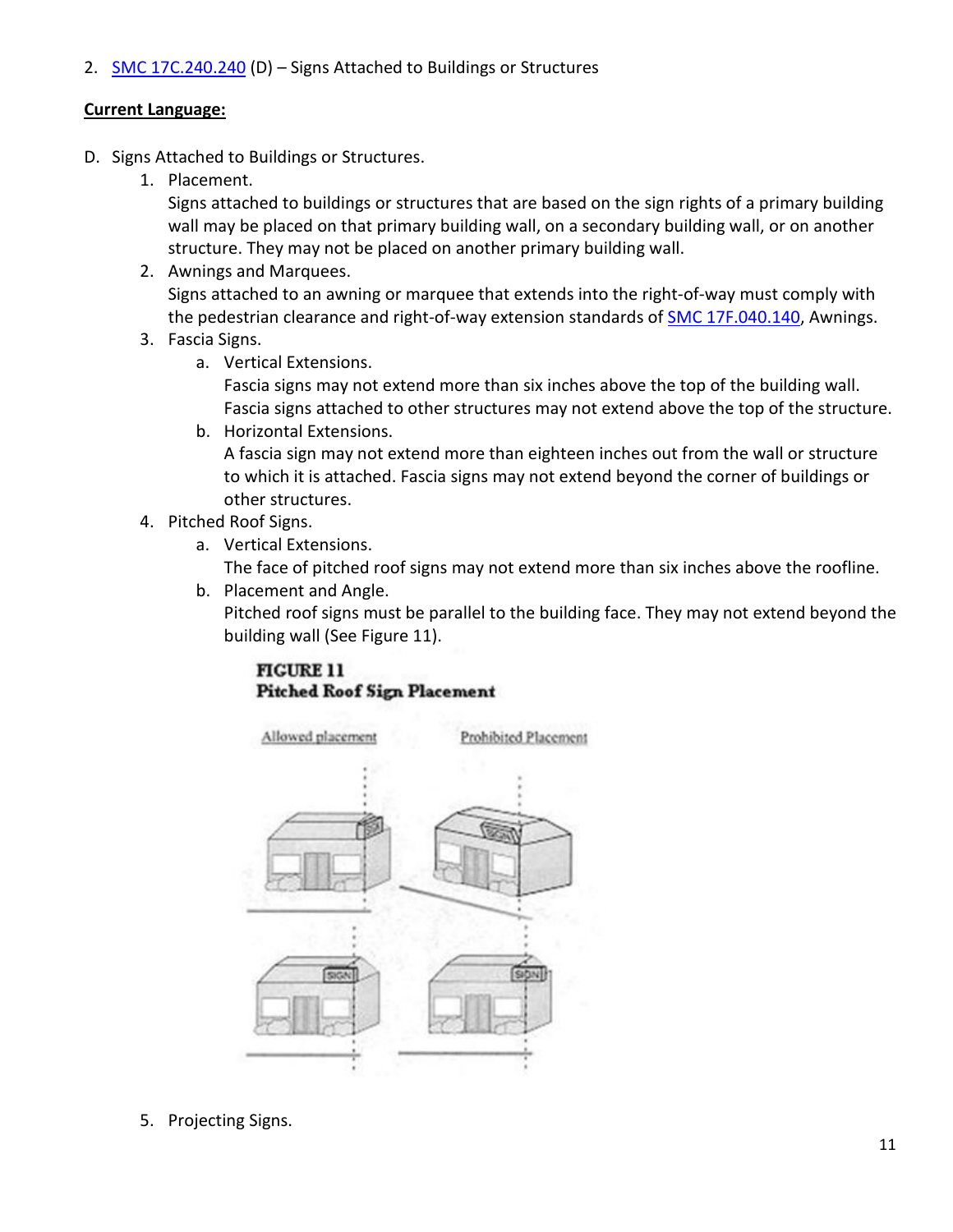2. SMC 17C.240.240 (D) – Signs Attached to Buildings or Structures

**Current Language:**

D. Signs Attached to Buildings or Structures.
   1. Placement.
      Signs attached to buildings or structures that are based on the sign rights of a primary building wall may be placed on that primary building wall, on a secondary building wall, or on another structure. They may not be placed on another primary building wall.
   2. Awnings and Marquees.
      Signs attached to an awning or marquee that extends into the right-of-way must comply with the pedestrian clearance and right-of-way extension standards of SMC 17F.040.140, Awnings.
   3. Fascia Signs.
      a. Vertical Extensions.
         Fascia signs may not extend more than six inches above the top of the building wall. Fascia signs attached to other structures may not extend above the top of the structure.
      b. Horizontal Extensions.
         A fascia sign may not extend more than eighteen inches out from the wall or structure to which it is attached. Fascia signs may not extend beyond the corner of buildings or other structures.
   4. Pitched Roof Signs.
      a. Vertical Extensions.
         The face of pitched roof signs may not extend more than six inches above the roofline.
      b. Placement and Angle.
         Pitched roof signs must be parallel to the building face. They may not extend beyond the building wall (See Figure 11).

**FIGURE 11**
**Pitched Roof Sign Placement**

Allowed placement — Prohibited Placement

   5. Projecting Signs.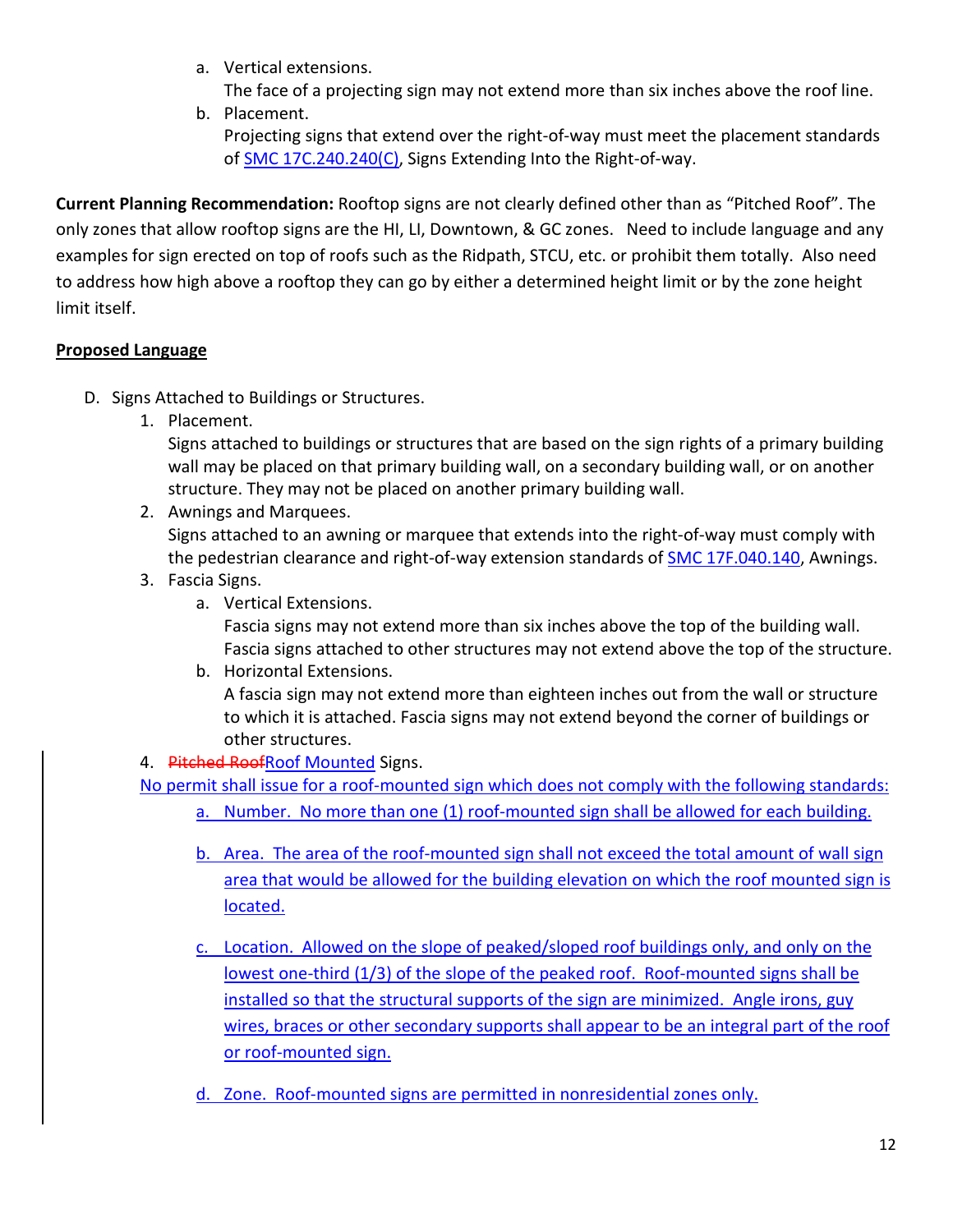a. Vertical extensions.
   The face of a projecting sign may not extend more than six inches above the roof line.

b. Placement.
   Projecting signs that extend over the right-of-way must meet the placement standards of SMC 17C.240.240(C), Signs Extending Into the Right-of-way.

**Current Planning Recommendation:** Rooftop signs are not clearly defined other than as "Pitched Roof". The only zones that allow rooftop signs are the HI, LI, Downtown, & GC zones. Need to include language and any examples for sign erected on top of roofs such as the Ridpath, STCU, etc. or prohibit them totally. Also need to address how high above a rooftop they can go by either a determined height limit or by the zone height limit itself.

**Proposed Language**

D. Signs Attached to Buildings or Structures.

1. Placement.
   Signs attached to buildings or structures that are based on the sign rights of a primary building wall may be placed on that primary building wall, on a secondary building wall, or on another structure. They may not be placed on another primary building wall.

2. Awnings and Marquees.
   Signs attached to an awning or marquee that extends into the right-of-way must comply with the pedestrian clearance and right-of-way extension standards of SMC 17F.040.140, Awnings.

3. Fascia Signs.

   a. Vertical Extensions.
      Fascia signs may not extend more than six inches above the top of the building wall. Fascia signs attached to other structures may not extend above the top of the structure.

   b. Horizontal Extensions.
      A fascia sign may not extend more than eighteen inches out from the wall or structure to which it is attached. Fascia signs may not extend beyond the corner of buildings or other structures.

4. ~~Pitched Roof~~Roof Mounted Signs.

No permit shall issue for a roof-mounted sign which does not comply with the following standards:

   a. Number. No more than one (1) roof-mounted sign shall be allowed for each building.

   b. Area. The area of the roof-mounted sign shall not exceed the total amount of wall sign area that would be allowed for the building elevation on which the roof mounted sign is located.

   c. Location. Allowed on the slope of peaked/sloped roof buildings only, and only on the lowest one-third (1/3) of the slope of the peaked roof. Roof-mounted signs shall be installed so that the structural supports of the sign are minimized. Angle irons, guy wires, braces or other secondary supports shall appear to be an integral part of the roof or roof-mounted sign.

   d. Zone. Roof-mounted signs are permitted in nonresidential zones only.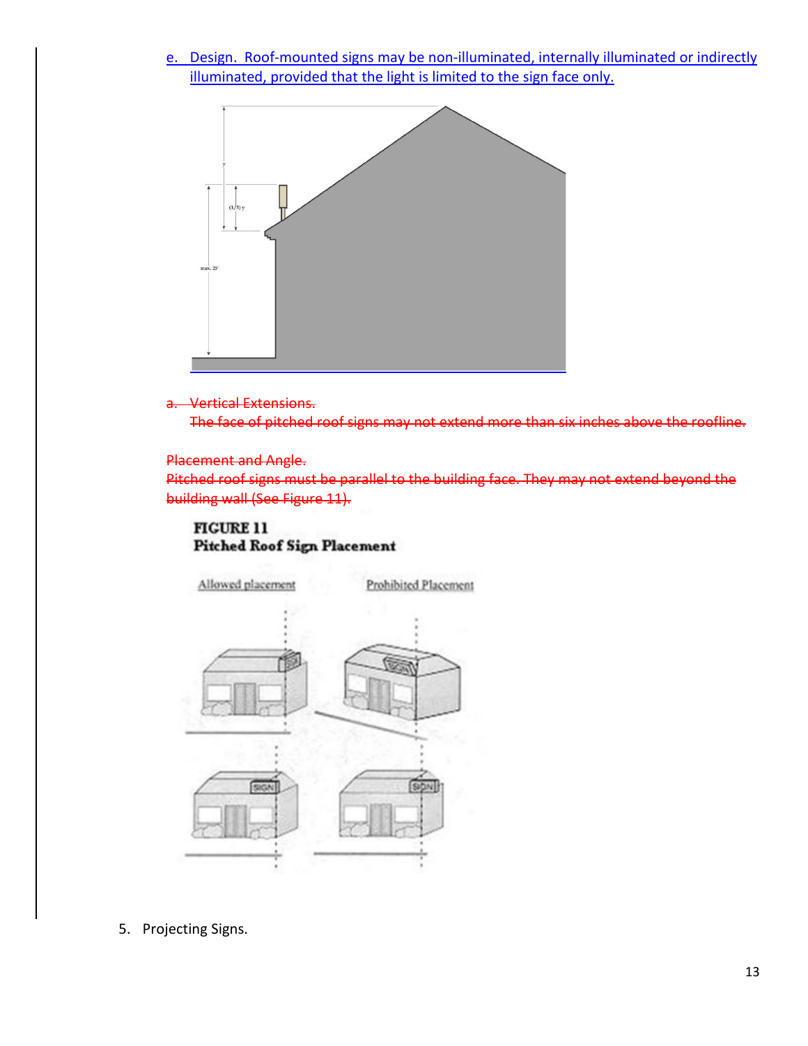e. Design. Roof-mounted signs may be non-illuminated, internally illuminated or indirectly illuminated, provided that the light is limited to the sign face only.

a. Vertical Extensions.
The face of pitched roof signs may not extend more than six inches above the roofline.

Placement and Angle.
Pitched roof signs must be parallel to the building face. They may not extend beyond the building wall (See Figure 11).

**FIGURE 11**
**Pitched Roof Sign Placement**

Allowed placement    Prohibited Placement

5. Projecting Signs.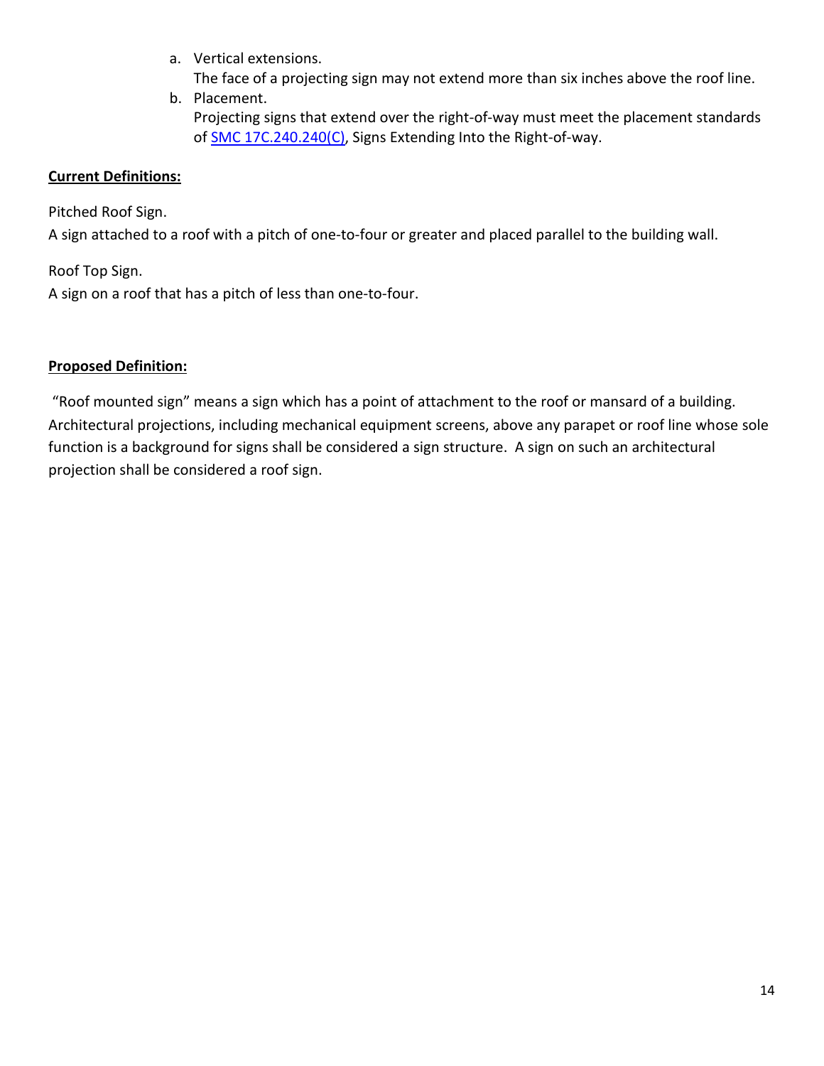a. Vertical extensions.
   The face of a projecting sign may not extend more than six inches above the roof line.
b. Placement.
   Projecting signs that extend over the right-of-way must meet the placement standards of SMC 17C.240.240(C), Signs Extending Into the Right-of-way.

**Current Definitions:**

Pitched Roof Sign.
A sign attached to a roof with a pitch of one-to-four or greater and placed parallel to the building wall.

Roof Top Sign.
A sign on a roof that has a pitch of less than one-to-four.

**Proposed Definition:**

"Roof mounted sign" means a sign which has a point of attachment to the roof or mansard of a building. Architectural projections, including mechanical equipment screens, above any parapet or roof line whose sole function is a background for signs shall be considered a sign structure. A sign on such an architectural projection shall be considered a roof sign.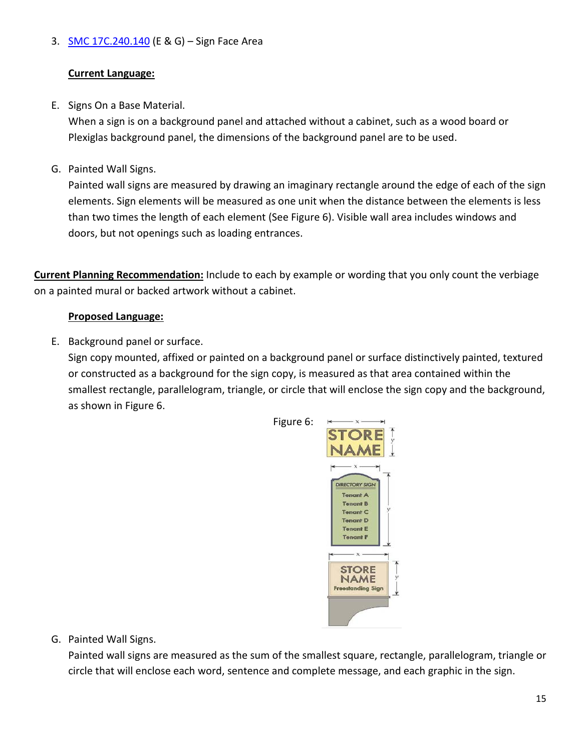3. SMC 17C.240.140 (E & G) – Sign Face Area

**Current Language:**

E. Signs On a Base Material.
When a sign is on a background panel and attached without a cabinet, such as a wood board or Plexiglas background panel, the dimensions of the background panel are to be used.

G. Painted Wall Signs.
Painted wall signs are measured by drawing an imaginary rectangle around the edge of each of the sign elements. Sign elements will be measured as one unit when the distance between the elements is less than two times the length of each element (See Figure 6). Visible wall area includes windows and doors, but not openings such as loading entrances.

**Current Planning Recommendation:** Include to each by example or wording that you only count the verbiage on a painted mural or backed artwork without a cabinet.

**Proposed Language:**

E. Background panel or surface.
Sign copy mounted, affixed or painted on a background panel or surface distinctively painted, textured or constructed as a background for the sign copy, is measured as that area contained within the smallest rectangle, parallelogram, triangle, or circle that will enclose the sign copy and the background, as shown in Figure 6.

Figure 6:

G. Painted Wall Signs.
Painted wall signs are measured as the sum of the smallest square, rectangle, parallelogram, triangle or circle that will enclose each word, sentence and complete message, and each graphic in the sign.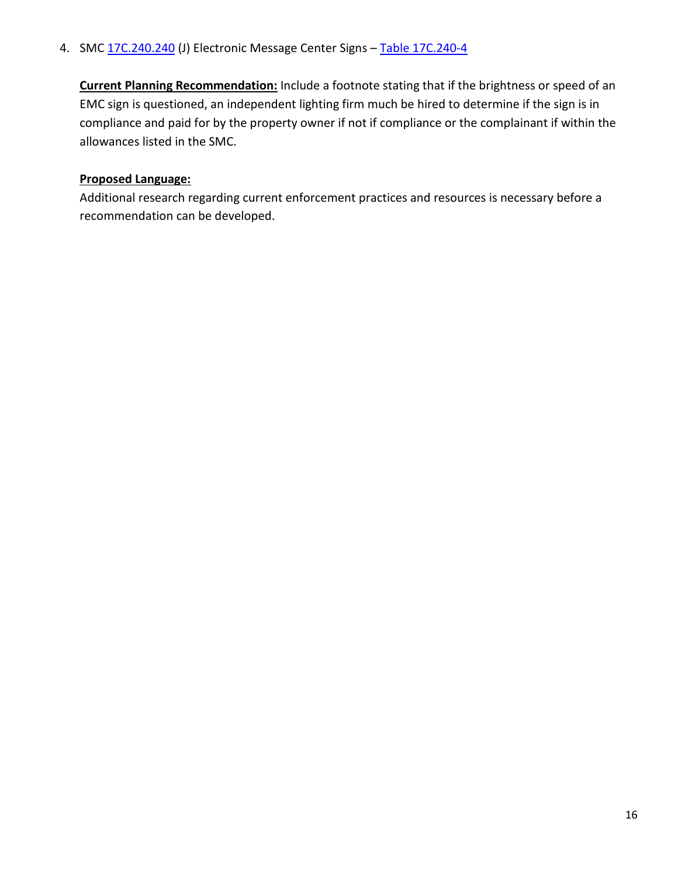4. SMC 17C.240.240 (J) Electronic Message Center Signs – Table 17C.240-4

   **Current Planning Recommendation:** Include a footnote stating that if the brightness or speed of an EMC sign is questioned, an independent lighting firm much be hired to determine if the sign is in compliance and paid for by the property owner if not if compliance or the complainant if within the allowances listed in the SMC.

   **Proposed Language:**
   Additional research regarding current enforcement practices and resources is necessary before a recommendation can be developed.